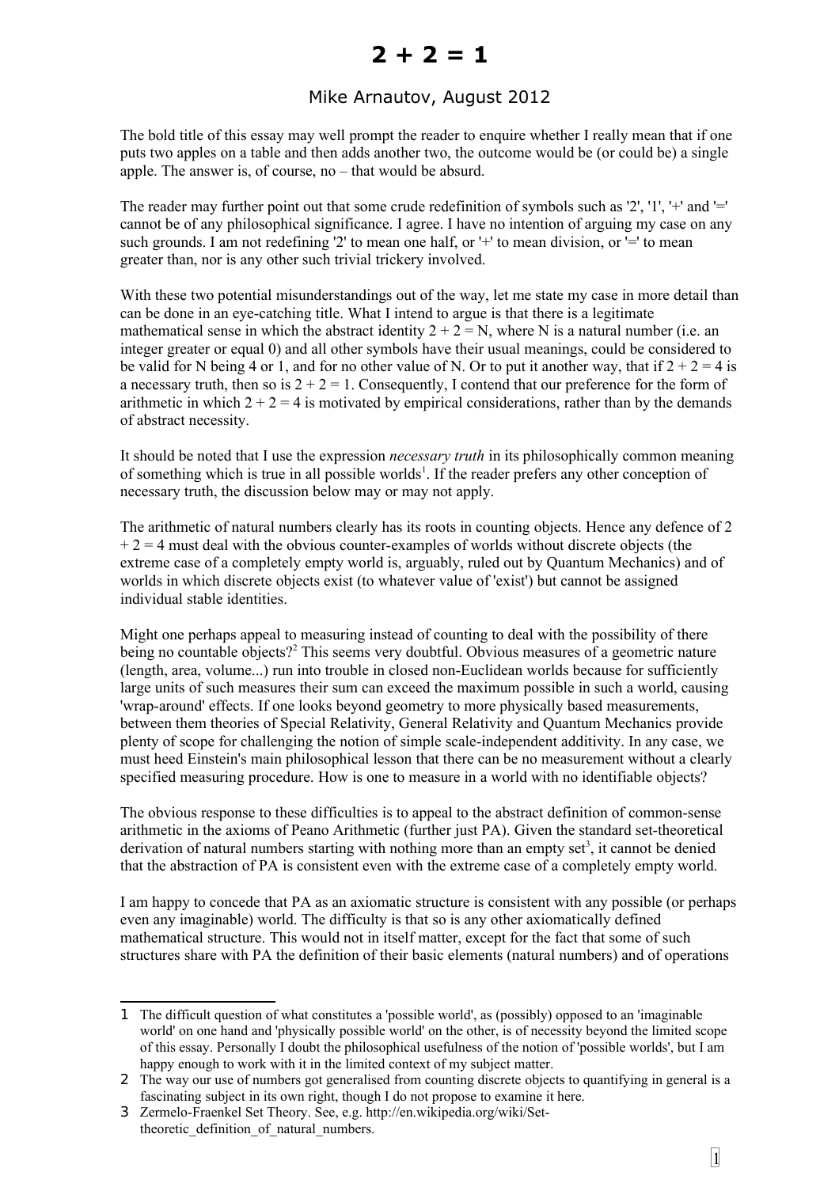# 2 + 2 = 1

Mike Arnautov, August 2012

The bold title of this essay may well prompt the reader to enquire whether I really mean that if one puts two apples on a table and then adds another two, the outcome would be (or could be) a single apple. The answer is, of course, no – that would be absurd.

The reader may further point out that some crude redefinition of symbols such as '2', '1', '+' and '=' cannot be of any philosophical significance. I agree. I have no intention of arguing my case on any such grounds. I am not redefining '2' to mean one half, or '+' to mean division, or '=' to mean greater than, nor is any other such trivial trickery involved.

With these two potential misunderstandings out of the way, let me state my case in more detail than can be done in an eye-catching title. What I intend to argue is that there is a legitimate mathematical sense in which the abstract identity $2 + 2 = N$, where N is a natural number (i.e. an integer greater or equal 0) and all other symbols have their usual meanings, could be considered to be valid for N being 4 or 1, and for no other value of N. Or to put it another way, that if $2 + 2 = 4$ is a necessary truth, then so is $2 + 2 = 1$. Consequently, I contend that our preference for the form of arithmetic in which $2 + 2 = 4$ is motivated by empirical considerations, rather than by the demands of abstract necessity.

It should be noted that I use the expression *necessary truth* in its philosophically common meaning of something which is true in all possible worlds[1]. If the reader prefers any other conception of necessary truth, the discussion below may or may not apply.

The arithmetic of natural numbers clearly has its roots in counting objects. Hence any defence of $2 + 2 = 4$ must deal with the obvious counter-examples of worlds without discrete objects (the extreme case of a completely empty world is, arguably, ruled out by Quantum Mechanics) and of worlds in which discrete objects exist (to whatever value of 'exist') but cannot be assigned individual stable identities.

Might one perhaps appeal to measuring instead of counting to deal with the possibility of there being no countable objects?[2] This seems very doubtful. Obvious measures of a geometric nature (length, area, volume...) run into trouble in closed non-Euclidean worlds because for sufficiently large units of such measures their sum can exceed the maximum possible in such a world, causing 'wrap-around' effects. If one looks beyond geometry to more physically based measurements, between them theories of Special Relativity, General Relativity and Quantum Mechanics provide plenty of scope for challenging the notion of simple scale-independent additivity. In any case, we must heed Einstein's main philosophical lesson that there can be no measurement without a clearly specified measuring procedure. How is one to measure in a world with no identifiable objects?

The obvious response to these difficulties is to appeal to the abstract definition of common-sense arithmetic in the axioms of Peano Arithmetic (further just PA). Given the standard set-theoretical derivation of natural numbers starting with nothing more than an empty set[3], it cannot be denied that the abstraction of PA is consistent even with the extreme case of a completely empty world.

I am happy to concede that PA as an axiomatic structure is consistent with any possible (or perhaps even any imaginable) world. The difficulty is that so is any other axiomatically defined mathematical structure. This would not in itself matter, except for the fact that some of such structures share with PA the definition of their basic elements (natural numbers) and of operations

---

1 The difficult question of what constitutes a 'possible world', as (possibly) opposed to an 'imaginable world' on one hand and 'physically possible world' on the other, is of necessity beyond the limited scope of this essay. Personally I doubt the philosophical usefulness of the notion of 'possible worlds', but I am happy enough to work with it in the limited context of my subject matter.

2 The way our use of numbers got generalised from counting discrete objects to quantifying in general is a fascinating subject in its own right, though I do not propose to examine it here.

3 Zermelo-Fraenkel Set Theory. See, e.g. http://en.wikipedia.org/wiki/Set-theoretic_definition_of_natural_numbers.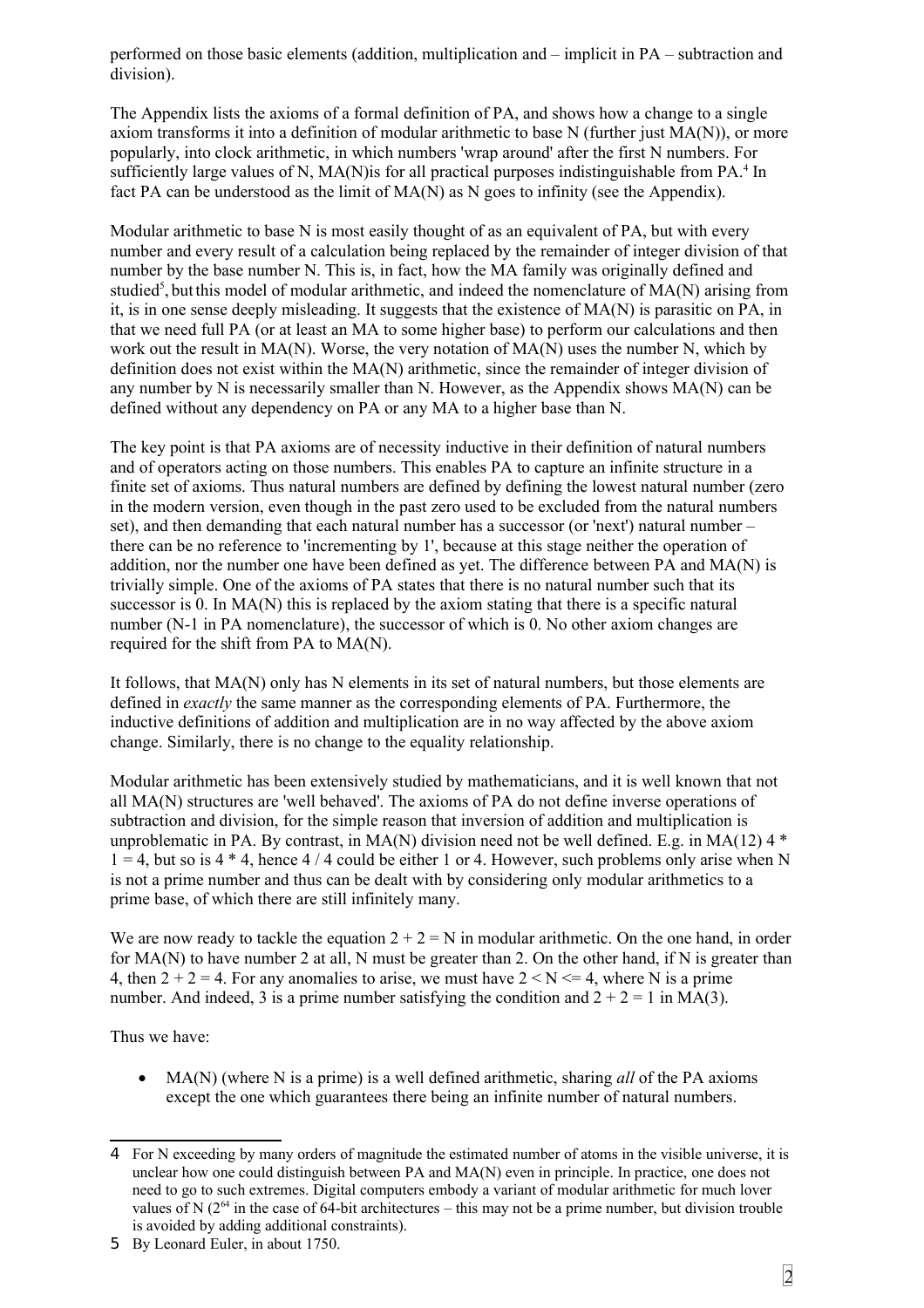performed on those basic elements (addition, multiplication and – implicit in PA – subtraction and division).

The Appendix lists the axioms of a formal definition of PA, and shows how a change to a single axiom transforms it into a definition of modular arithmetic to base N (further just MA(N)), or more popularly, into clock arithmetic, in which numbers 'wrap around' after the first N numbers. For sufficiently large values of N, MA(N)is for all practical purposes indistinguishable from PA.[4] In fact PA can be understood as the limit of MA(N) as N goes to infinity (see the Appendix).

Modular arithmetic to base N is most easily thought of as an equivalent of PA, but with every number and every result of a calculation being replaced by the remainder of integer division of that number by the base number N. This is, in fact, how the MA family was originally defined and studied[5], but this model of modular arithmetic, and indeed the nomenclature of MA(N) arising from it, is in one sense deeply misleading. It suggests that the existence of MA(N) is parasitic on PA, in that we need full PA (or at least an MA to some higher base) to perform our calculations and then work out the result in MA(N). Worse, the very notation of MA(N) uses the number N, which by definition does not exist within the MA(N) arithmetic, since the remainder of integer division of any number by N is necessarily smaller than N. However, as the Appendix shows MA(N) can be defined without any dependency on PA or any MA to a higher base than N.

The key point is that PA axioms are of necessity inductive in their definition of natural numbers and of operators acting on those numbers. This enables PA to capture an infinite structure in a finite set of axioms. Thus natural numbers are defined by defining the lowest natural number (zero in the modern version, even though in the past zero used to be excluded from the natural numbers set), and then demanding that each natural number has a successor (or 'next') natural number – there can be no reference to 'incrementing by 1', because at this stage neither the operation of addition, nor the number one have been defined as yet. The difference between PA and MA(N) is trivially simple. One of the axioms of PA states that there is no natural number such that its successor is 0. In MA(N) this is replaced by the axiom stating that there is a specific natural number (N-1 in PA nomenclature), the successor of which is 0. No other axiom changes are required for the shift from PA to MA(N).

It follows, that MA(N) only has N elements in its set of natural numbers, but those elements are defined in *exactly* the same manner as the corresponding elements of PA. Furthermore, the inductive definitions of addition and multiplication are in no way affected by the above axiom change. Similarly, there is no change to the equality relationship.

Modular arithmetic has been extensively studied by mathematicians, and it is well known that not all MA(N) structures are 'well behaved'. The axioms of PA do not define inverse operations of subtraction and division, for the simple reason that inversion of addition and multiplication is unproblematic in PA. By contrast, in MA(N) division need not be well defined. E.g. in MA(12) $4 * 1 = 4$, but so is $4 * 4$, hence $4 / 4$ could be either 1 or 4. However, such problems only arise when N is not a prime number and thus can be dealt with by considering only modular arithmetics to a prime base, of which there are still infinitely many.

We are now ready to tackle the equation $2 + 2 = N$ in modular arithmetic. On the one hand, in order for MA(N) to have number 2 at all, N must be greater than 2. On the other hand, if N is greater than 4, then $2 + 2 = 4$. For any anomalies to arise, we must have $2 < N <= 4$, where N is a prime number. And indeed, 3 is a prime number satisfying the condition and $2 + 2 = 1$ in MA(3).

Thus we have:

- MA(N) (where N is a prime) is a well defined arithmetic, sharing *all* of the PA axioms except the one which guarantees there being an infinite number of natural numbers.

---

[4] For N exceeding by many orders of magnitude the estimated number of atoms in the visible universe, it is unclear how one could distinguish between PA and MA(N) even in principle. In practice, one does not need to go to such extremes. Digital computers embody a variant of modular arithmetic for much lover values of N ($2^{64}$ in the case of 64-bit architectures – this may not be a prime number, but division trouble is avoided by adding additional constraints).

[5] By Leonard Euler, in about 1750.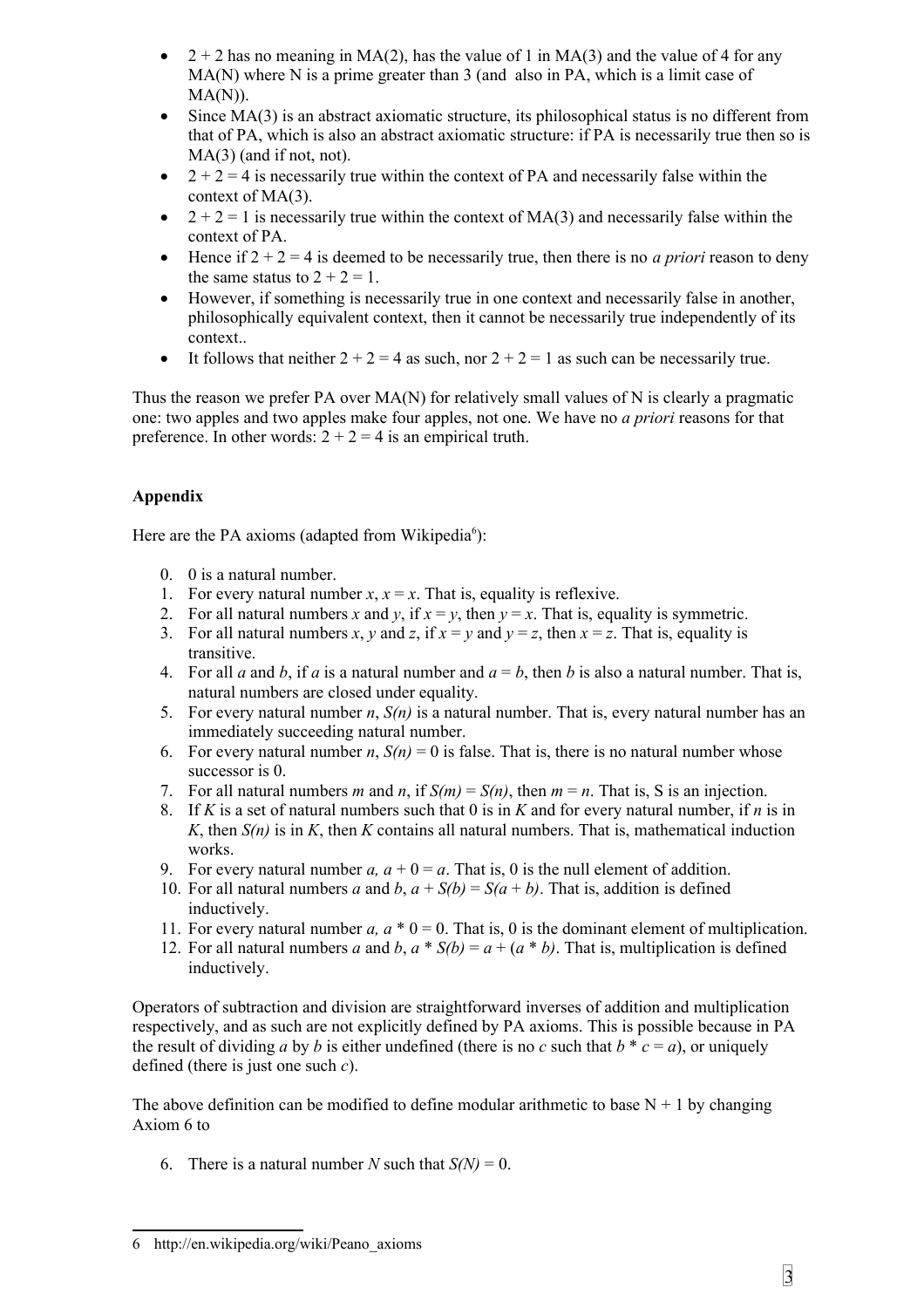- $2 + 2$ has no meaning in MA(2), has the value of 1 in MA(3) and the value of 4 for any MA(N) where N is a prime greater than 3 (and also in PA, which is a limit case of MA(N)).
- Since MA(3) is an abstract axiomatic structure, its philosophical status is no different from that of PA, which is also an abstract axiomatic structure: if PA is necessarily true then so is MA(3) (and if not, not).
- $2 + 2 = 4$ is necessarily true within the context of PA and necessarily false within the context of MA(3).
- $2 + 2 = 1$ is necessarily true within the context of MA(3) and necessarily false within the context of PA.
- Hence if $2 + 2 = 4$ is deemed to be necessarily true, then there is no *a priori* reason to deny the same status to $2 + 2 = 1$.
- However, if something is necessarily true in one context and necessarily false in another, philosophically equivalent context, then it cannot be necessarily true independently of its context..
- It follows that neither $2 + 2 = 4$ as such, nor $2 + 2 = 1$ as such can be necessarily true.

Thus the reason we prefer PA over MA(N) for relatively small values of N is clearly a pragmatic one: two apples and two apples make four apples, not one. We have no *a priori* reasons for that preference. In other words: $2 + 2 = 4$ is an empirical truth.

## Appendix

Here are the PA axioms (adapted from Wikipedia[6]):

0. 0 is a natural number.
1. For every natural number $x$, $x = x$. That is, equality is reflexive.
2. For all natural numbers $x$ and $y$, if $x = y$, then $y = x$. That is, equality is symmetric.
3. For all natural numbers $x$, $y$ and $z$, if $x = y$ and $y = z$, then $x = z$. That is, equality is transitive.
4. For all $a$ and $b$, if $a$ is a natural number and $a = b$, then $b$ is also a natural number. That is, natural numbers are closed under equality.
5. For every natural number $n$, $S(n)$ is a natural number. That is, every natural number has an immediately succeeding natural number.
6. For every natural number $n$, $S(n) = 0$ is false. That is, there is no natural number whose successor is 0.
7. For all natural numbers $m$ and $n$, if $S(m) = S(n)$, then $m = n$. That is, S is an injection.
8. If $K$ is a set of natural numbers such that 0 is in $K$ and for every natural number, if $n$ is in $K$, then $S(n)$ is in $K$, then $K$ contains all natural numbers. That is, mathematical induction works.
9. For every natural number $a$, $a + 0 = a$. That is, 0 is the null element of addition.
10. For all natural numbers $a$ and $b$, $a + S(b) = S(a + b)$. That is, addition is defined inductively.
11. For every natural number $a$, $a * 0 = 0$. That is, 0 is the dominant element of multiplication.
12. For all natural numbers $a$ and $b$, $a * S(b) = a + (a * b)$. That is, multiplication is defined inductively.

Operators of subtraction and division are straightforward inverses of addition and multiplication respectively, and as such are not explicitly defined by PA axioms. This is possible because in PA the result of dividing $a$ by $b$ is either undefined (there is no $c$ such that $b * c = a$), or uniquely defined (there is just one such $c$).

The above definition can be modified to define modular arithmetic to base $N + 1$ by changing Axiom 6 to

6. There is a natural number $N$ such that $S(N) = 0$.

---

6 http://en.wikipedia.org/wiki/Peano_axioms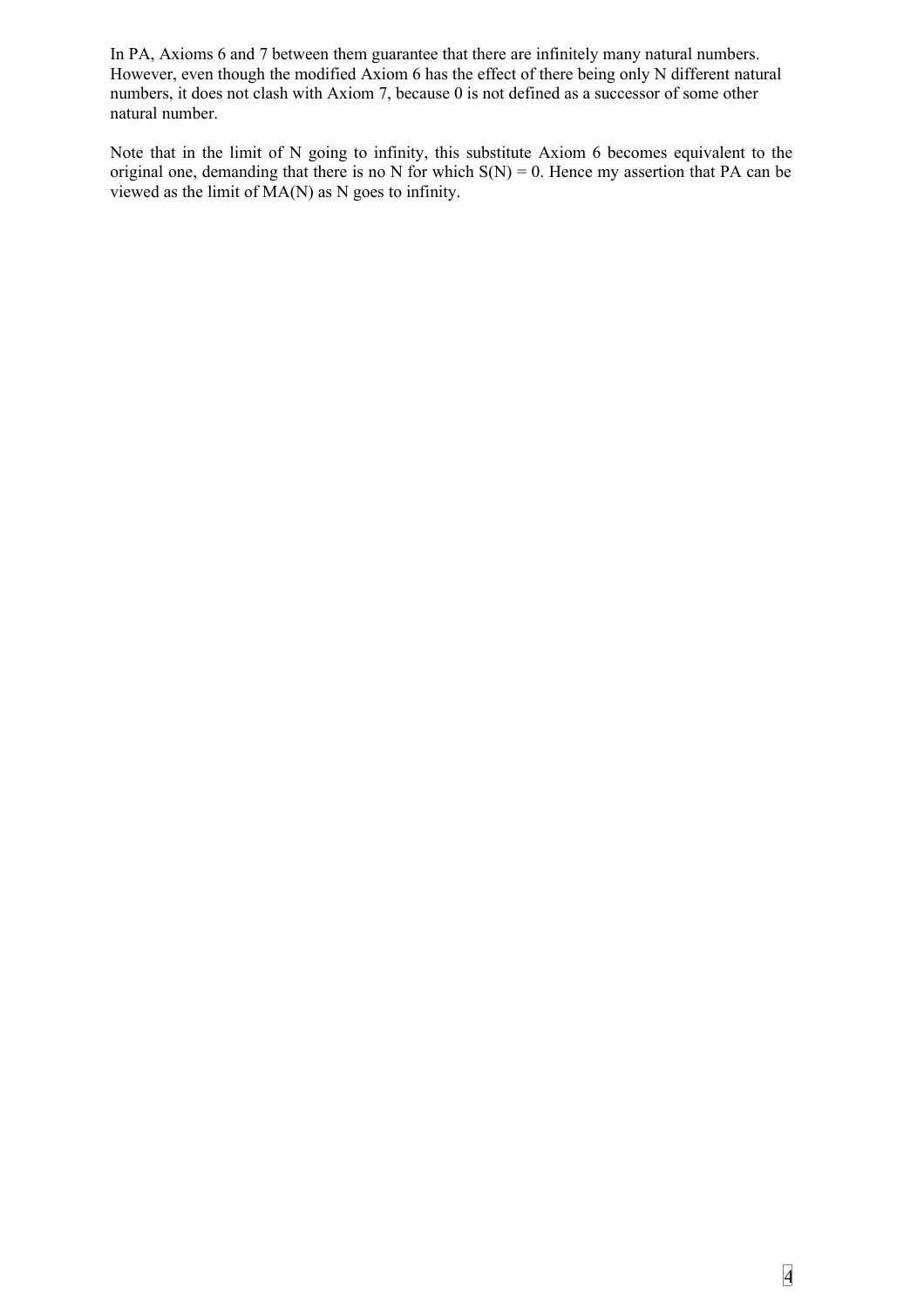In PA, Axioms 6 and 7 between them guarantee that there are infinitely many natural numbers. However, even though the modified Axiom 6 has the effect of there being only N different natural numbers, it does not clash with Axiom 7, because 0 is not defined as a successor of some other natural number.

Note that in the limit of N going to infinity, this substitute Axiom 6 becomes equivalent to the original one, demanding that there is no N for which $S(N) = 0$. Hence my assertion that PA can be viewed as the limit of MA(N) as N goes to infinity.